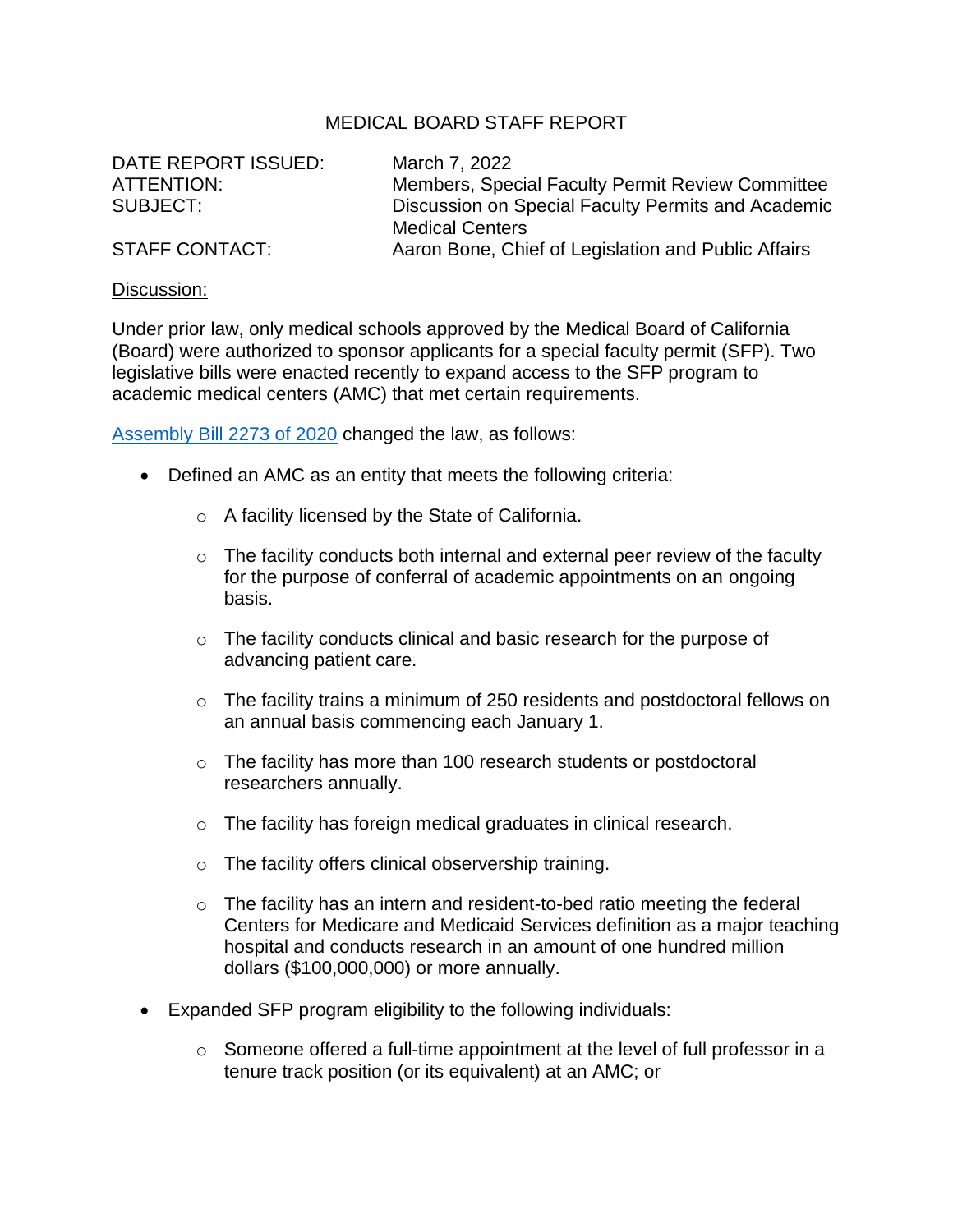MEDICAL BOARD STAFF REPORT

| | |
|---|---|
| DATE REPORT ISSUED: | March 7, 2022 |
| ATTENTION: | Members, Special Faculty Permit Review Committee |
| SUBJECT: | Discussion on Special Faculty Permits and Academic Medical Centers |
| STAFF CONTACT: | Aaron Bone, Chief of Legislation and Public Affairs |

<u>Discussion:</u>

Under prior law, only medical schools approved by the Medical Board of California (Board) were authorized to sponsor applicants for a special faculty permit (SFP). Two legislative bills were enacted recently to expand access to the SFP program to academic medical centers (AMC) that met certain requirements.

[Assembly Bill 2273 of 2020] changed the law, as follows:

- Defined an AMC as an entity that meets the following criteria:
  - A facility licensed by the State of California.
  - The facility conducts both internal and external peer review of the faculty for the purpose of conferral of academic appointments on an ongoing basis.
  - The facility conducts clinical and basic research for the purpose of advancing patient care.
  - The facility trains a minimum of 250 residents and postdoctoral fellows on an annual basis commencing each January 1.
  - The facility has more than 100 research students or postdoctoral researchers annually.
  - The facility has foreign medical graduates in clinical research.
  - The facility offers clinical observership training.
  - The facility has an intern and resident-to-bed ratio meeting the federal Centers for Medicare and Medicaid Services definition as a major teaching hospital and conducts research in an amount of one hundred million dollars ($100,000,000) or more annually.
- Expanded SFP program eligibility to the following individuals:
  - Someone offered a full-time appointment at the level of full professor in a tenure track position (or its equivalent) at an AMC; or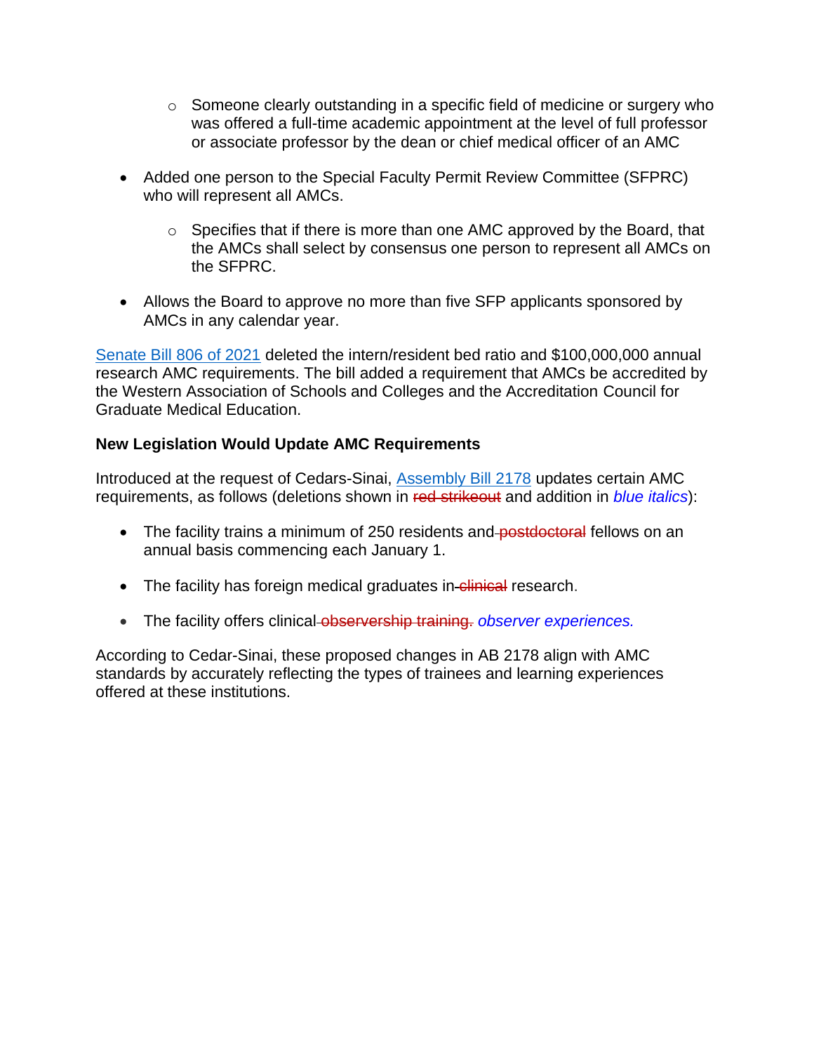- Someone clearly outstanding in a specific field of medicine or surgery who was offered a full-time academic appointment at the level of full professor or associate professor by the dean or chief medical officer of an AMC

- Added one person to the Special Faculty Permit Review Committee (SFPRC) who will represent all AMCs.
  - Specifies that if there is more than one AMC approved by the Board, that the AMCs shall select by consensus one person to represent all AMCs on the SFPRC.

- Allows the Board to approve no more than five SFP applicants sponsored by AMCs in any calendar year.

Senate Bill 806 of 2021 deleted the intern/resident bed ratio and $100,000,000 annual research AMC requirements. The bill added a requirement that AMCs be accredited by the Western Association of Schools and Colleges and the Accreditation Council for Graduate Medical Education.

**New Legislation Would Update AMC Requirements**

Introduced at the request of Cedars-Sinai, Assembly Bill 2178 updates certain AMC requirements, as follows (deletions shown in ~~red strikeout~~ and addition in *blue italics*):

- The facility trains a minimum of 250 residents and ~~postdoctoral~~ fellows on an annual basis commencing each January 1.

- The facility has foreign medical graduates in ~~clinical~~ research.

- The facility offers clinical ~~observership training.~~ *observer experiences.*

According to Cedar-Sinai, these proposed changes in AB 2178 align with AMC standards by accurately reflecting the types of trainees and learning experiences offered at these institutions.